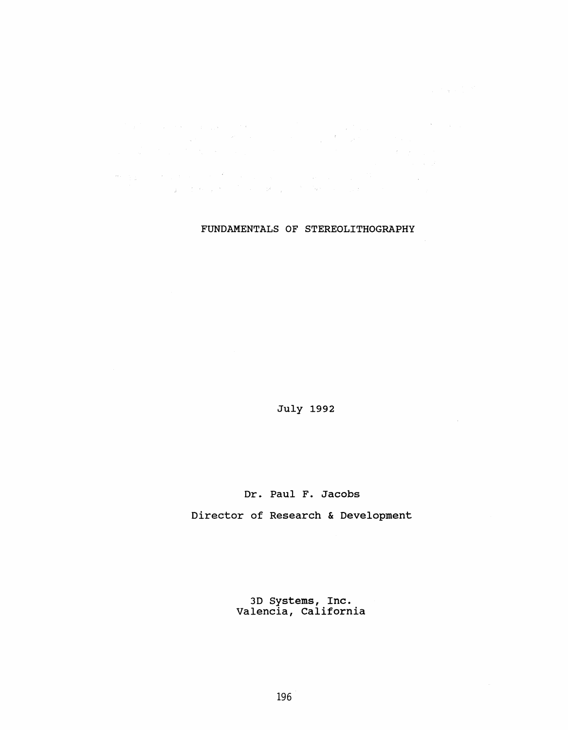# FUNDAMENTALS OF STEREOLITHOGRAPHY

July 1992

Dr. Paul F. Jacobs

Director of Research & Development

3D Systems, Inc.
Valencia, California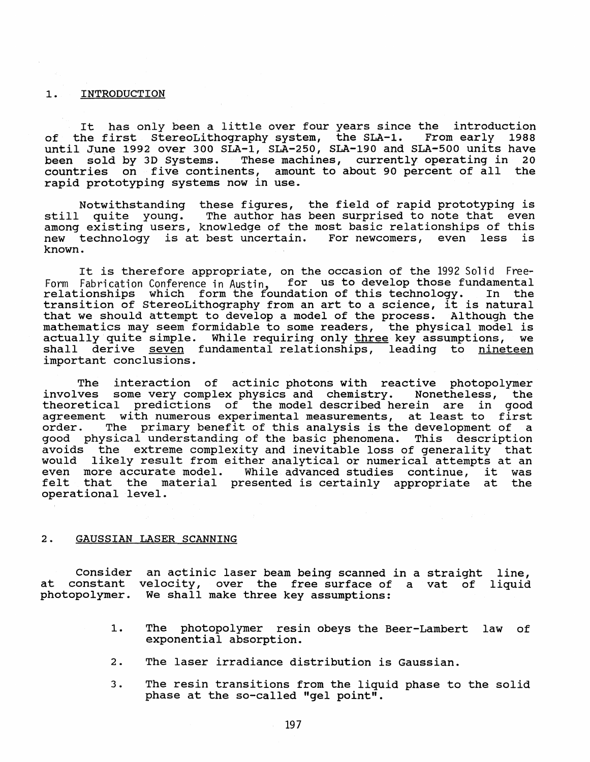## 1. INTRODUCTION

It has only been a little over four years since the introduction of the first StereoLithography system, the SLA-1. From early 1988 until June 1992 over 300 SLA-1, SLA-250, SLA-190 and SLA-500 units have been sold by 3D Systems. These machines, currently operating in 20 countries on five continents, amount to about 90 percent of all the rapid prototyping systems now in use.

Notwithstanding these figures, the field of rapid prototyping is still quite young. The author has been surprised to note that even among existing users, knowledge of the most basic relationships of this new technology is at best uncertain. For newcomers, even less is known.

It is therefore appropriate, on the occasion of the 1992 Solid Free-Form Fabrication Conference in Austin, for us to develop those fundamental relationships which form the foundation of this technology. In the transition of StereoLithography from an art to a science, it is natural that we should attempt to develop a model of the process. Although the mathematics may seem formidable to some readers, the physical model is actually quite simple. While requiring only <u>three</u> key assumptions, we shall derive <u>seven</u> fundamental relationships, leading to <u>nineteen</u> important conclusions.

The interaction of actinic photons with reactive photopolymer involves some very complex physics and chemistry. Nonetheless, the theoretical predictions of the model described herein are in good agreement with numerous experimental measurements, at least to first order. The primary benefit of this analysis is the development of a good physical understanding of the basic phenomena. This description avoids the extreme complexity and inevitable loss of generality that would likely result from either analytical or numerical attempts at an even more accurate model. While advanced studies continue, it was felt that the material presented is certainly appropriate at the operational level.

## 2. GAUSSIAN LASER SCANNING

Consider an actinic laser beam being scanned in a straight line, at constant velocity, over the free surface of a vat of liquid photopolymer. We shall make three key assumptions:

1. The photopolymer resin obeys the Beer-Lambert law of exponential absorption.
2. The laser irradiance distribution is Gaussian.
3. The resin transitions from the liquid phase to the solid phase at the so-called "gel point".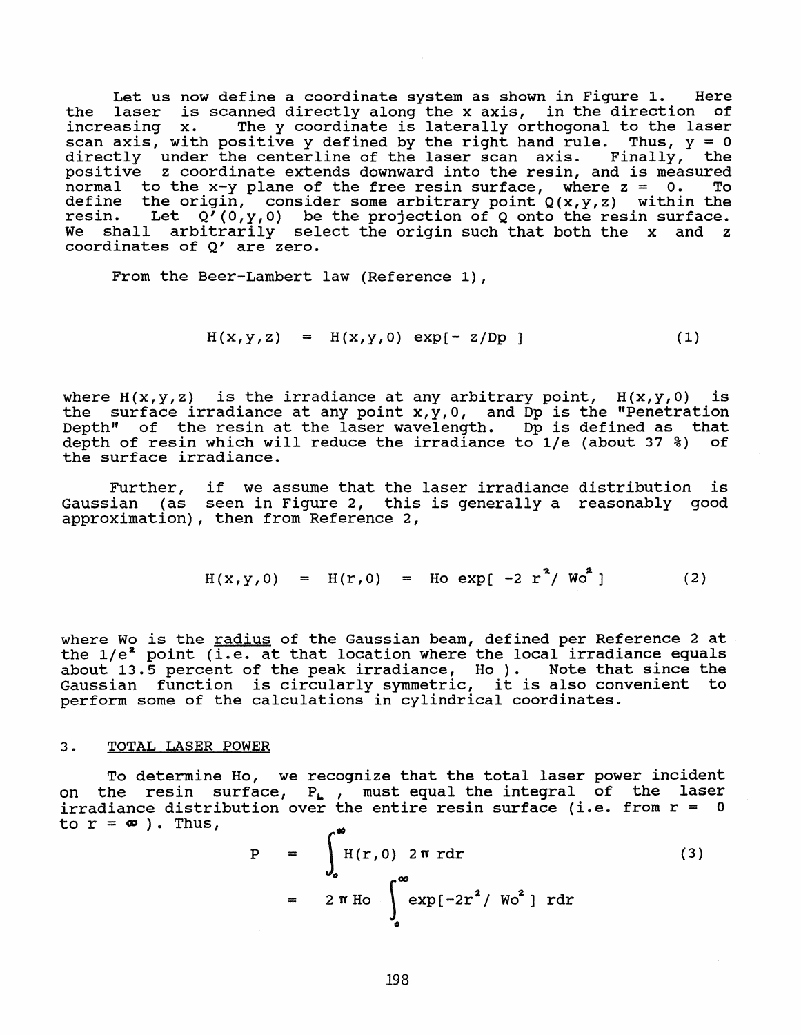Let us now define a coordinate system as shown in Figure 1. Here the laser is scanned directly along the x axis, in the direction of increasing x. The y coordinate is laterally orthogonal to the laser scan axis, with positive y defined by the right hand rule. Thus, y = 0 directly under the centerline of the laser scan axis. Finally, the positive z coordinate extends downward into the resin, and is measured normal to the x-y plane of the free resin surface, where z = 0. To define the origin, consider some arbitrary point Q(x,y,z) within the resin. Let Q'(0,y,0) be the projection of Q onto the resin surface. We shall arbitrarily select the origin such that both the x and z coordinates of Q' are zero.

From the Beer-Lambert law (Reference 1),

$$H(x,y,z) = H(x,y,0) \exp[-z/Dp] \tag{1}$$

where H(x,y,z) is the irradiance at any arbitrary point, H(x,y,0) is the surface irradiance at any point x,y,0, and Dp is the "Penetration Depth" of the resin at the laser wavelength. Dp is defined as that depth of resin which will reduce the irradiance to 1/e (about 37 %) of the surface irradiance.

Further, if we assume that the laser irradiance distribution is Gaussian (as seen in Figure 2, this is generally a reasonably good approximation), then from Reference 2,

$$H(x,y,0) = H(r,0) = Ho \exp[-2r^2/Wo^2] \tag{2}$$

where Wo is the radius of the Gaussian beam, defined per Reference 2 at the $1/e^2$ point (i.e. at that location where the local irradiance equals about 13.5 percent of the peak irradiance, Ho). Note that since the Gaussian function is circularly symmetric, it is also convenient to perform some of the calculations in cylindrical coordinates.

## 3. TOTAL LASER POWER

To determine Ho, we recognize that the total laser power incident on the resin surface, $P_L$, must equal the integral of the laser irradiance distribution over the entire resin surface (i.e. from r = 0 to r = $\infty$). Thus,

$$\begin{aligned} P &= \int_0^\infty H(r,0)\; 2\pi r dr \\ &= 2\pi Ho \int_0^\infty \exp[-2r^2/Wo^2]\; r dr \end{aligned} \tag{3}$$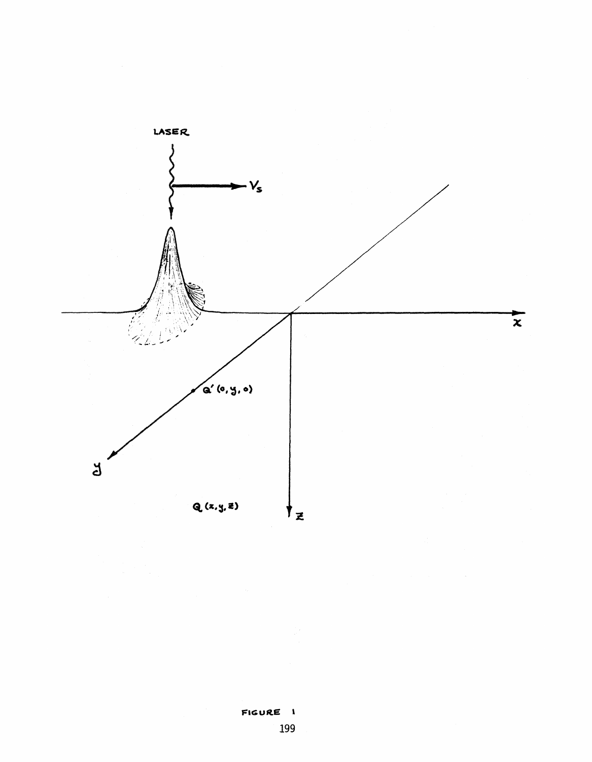FIGURE 1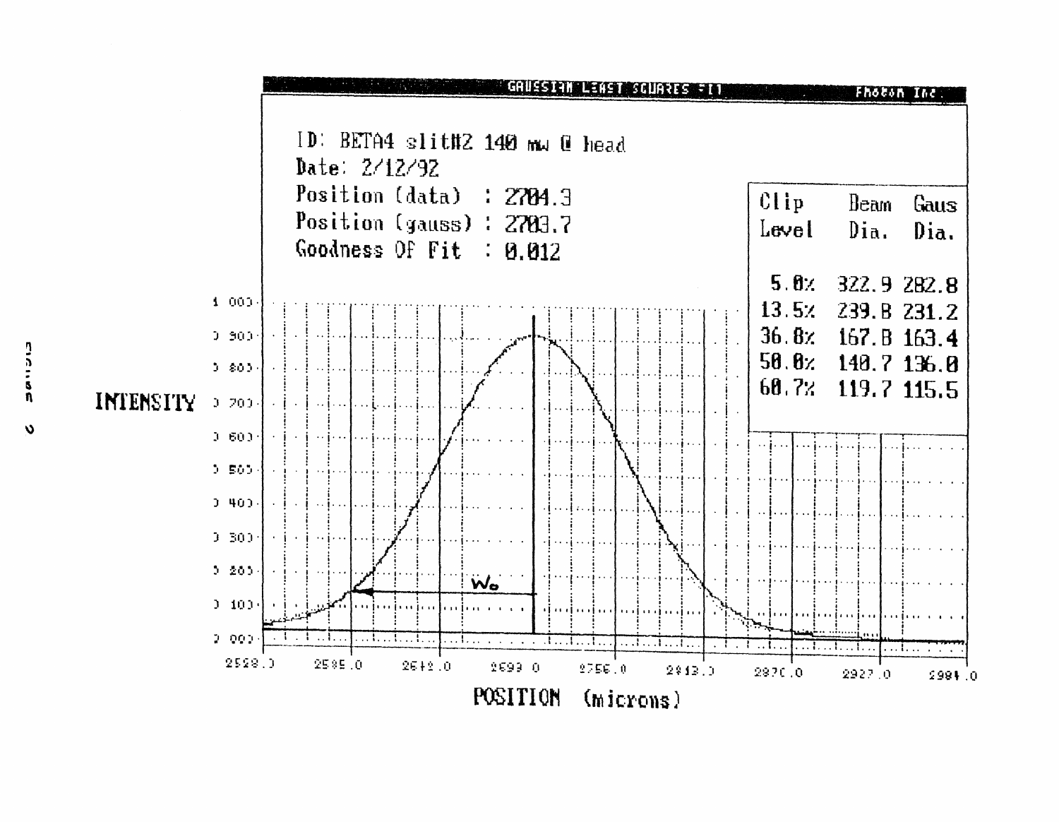GAUSSIAN LEAST SQUARES FIT — Photon Inc.

ID: BETA4 slit#2 140 mw @ head
Date: 2/12/92
Position (data) : 2704.3
Position (gauss) : 2703.7
Goodness Of Fit : 0.012

| Clip Level | Beam Dia. | Gaus Dia. |
|---|---|---|
| 5.0% | 322.9 | 282.8 |
| 13.5% | 239.8 | 231.2 |
| 36.8% | 167.8 | 163.4 |
| 50.0% | 140.7 | 136.0 |
| 60.7% | 119.7 | 115.5 |

INTENSITY

$W_o$

POSITION (microns)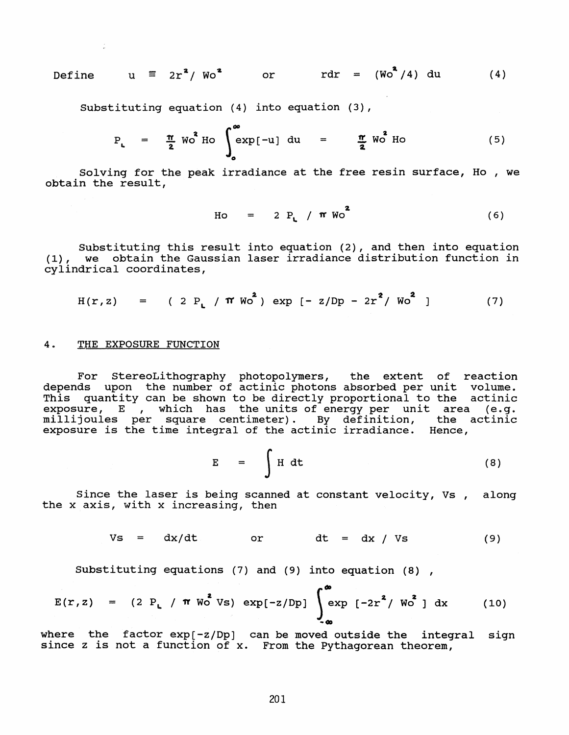Define $\quad u \equiv 2r^2 / Wo^2 \qquad$ or $\qquad rdr = (Wo^2/4)\, du \qquad (4)$

Substituting equation (4) into equation (3),

$$P_L = \frac{\pi}{2} Wo^2 Ho \int_0^{\infty} \exp[-u]\, du = \frac{\pi}{2} Wo^2 Ho \qquad (5)$$

Solving for the peak irradiance at the free resin surface, Ho , we obtain the result,

$$Ho = 2 P_L / \pi Wo^2 \qquad (6)$$

Substituting this result into equation (2), and then into equation (1), we obtain the Gaussian laser irradiance distribution function in cylindrical coordinates,

$$H(r,z) = ( 2 P_L / \pi Wo^2 ) \exp [- z/Dp - 2r^2 / Wo^2 ] \qquad (7)$$

## 4. THE EXPOSURE FUNCTION

For StereoLithography photopolymers, the extent of reaction depends upon the number of actinic photons absorbed per unit volume. This quantity can be shown to be directly proportional to the actinic exposure, E , which has the units of energy per unit area (e.g. millijoules per square centimeter). By definition, the actinic exposure is the time integral of the actinic irradiance. Hence,

$$E = \int H\, dt \qquad (8)$$

Since the laser is being scanned at constant velocity, Vs , along the x axis, with x increasing, then

$$Vs = dx/dt \qquad \text{or} \qquad dt = dx / Vs \qquad (9)$$

Substituting equations (7) and (9) into equation (8) ,

$$E(r,z) = (2 P_L / \pi Wo^2 Vs) \exp[-z/Dp] \int_{-\infty}^{\infty} \exp [-2r^2 / Wo^2 ]\, dx \qquad (10)$$

where the factor exp[-z/Dp] can be moved outside the integral sign since z is not a function of x. From the Pythagorean theorem,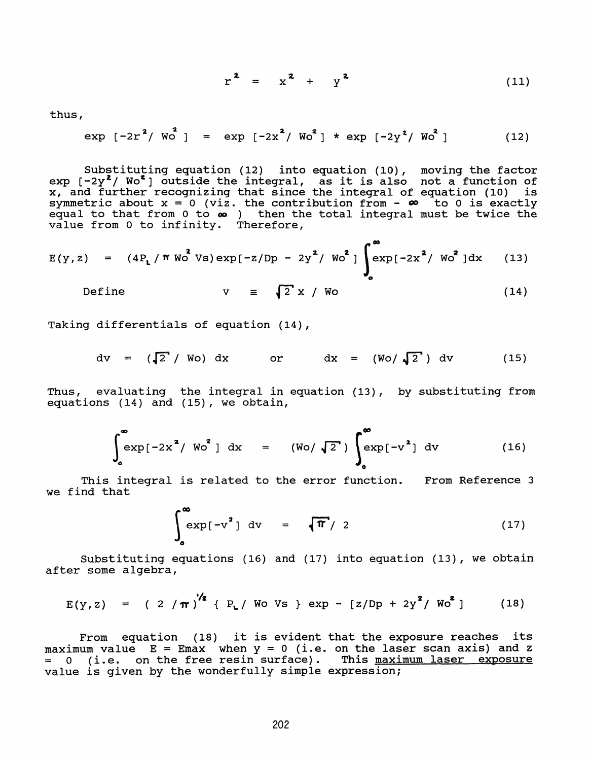$$r^2 = x^2 + y^2 \tag{11}$$

thus,

$$\exp[-2r^2/W_o^2] = \exp[-2x^2/W_o^2] * \exp[-2y^2/W_o^2] \tag{12}$$

Substituting equation (12) into equation (10), moving the factor $\exp[-2y^2/W_o^2]$ outside the integral, as it is also not a function of x, and further recognizing that since the integral of equation (10) is symmetric about x = 0 (viz. the contribution from $-\infty$ to 0 is exactly equal to that from 0 to $\infty$) then the total integral must be twice the value from 0 to infinity. Therefore,

$$E(y,z) = (4P_L/\pi W_o^2 V_s)\exp[-z/D_p - 2y^2/W_o^2]\int_0^\infty \exp[-2x^2/W_o^2]dx \tag{13}$$

Define
$$v \equiv \sqrt{2}\,x / W_o \tag{14}$$

Taking differentials of equation (14),

$$dv = (\sqrt{2}/W_o)\,dx \qquad \text{or} \qquad dx = (W_o/\sqrt{2})\,dv \tag{15}$$

Thus, evaluating the integral in equation (13), by substituting from equations (14) and (15), we obtain,

$$\int_0^\infty \exp[-2x^2/W_o^2]\,dx = (W_o/\sqrt{2})\int_0^\infty \exp[-v^2]\,dv \tag{16}$$

This integral is related to the error function. From Reference 3 we find that

$$\int_0^\infty \exp[-v^2]\,dv = \sqrt{\pi}/2 \tag{17}$$

Substituting equations (16) and (17) into equation (13), we obtain after some algebra,

$$E(y,z) = (2/\pi)^{1/2}\{P_L/W_o V_s\}\exp - [z/D_p + 2y^2/W_o^2] \tag{18}$$

From equation (18) it is evident that the exposure reaches its maximum value $E = E_{max}$ when y = 0 (i.e. on the laser scan axis) and z = 0 (i.e. on the free resin surface). This <u>maximum laser exposure</u> value is given by the wonderfully simple expression;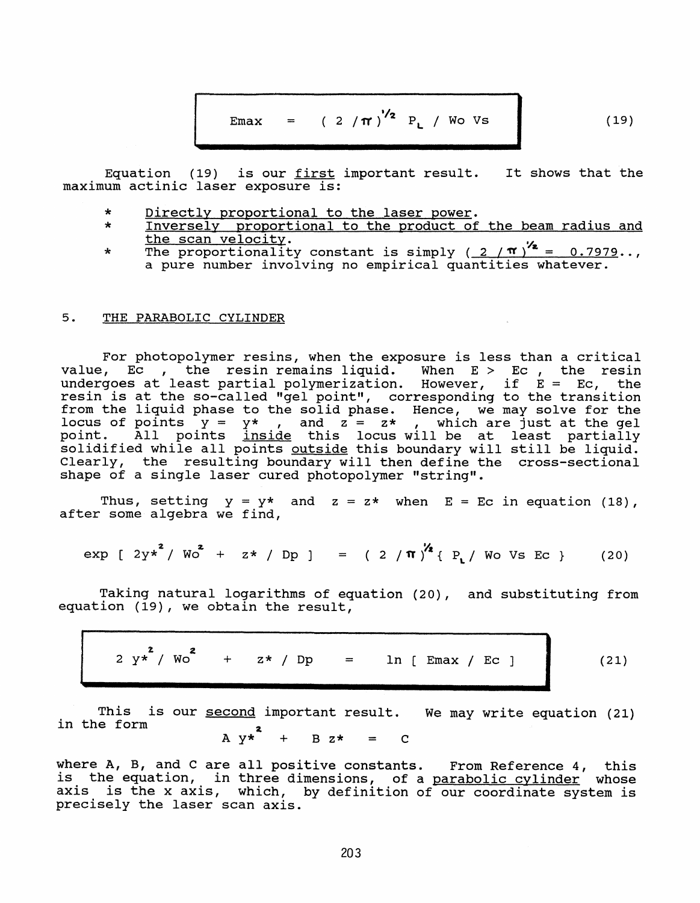$$E_{max} = (2/\pi)^{1/2} P_L / W_o V_s \tag{19}$$

Equation (19) is our <u>first</u> important result. It shows that the maximum actinic laser exposure is:

* <u>Directly proportional to the laser power</u>.
* <u>Inversely proportional to the product of the beam radius and the scan velocity</u>.
* The proportionality constant is simply ( $\underline{2/\pi)^{1/2} = 0.7979}$.., a pure number involving no empirical quantities whatever.

## 5. <u>THE PARABOLIC CYLINDER</u>

For photopolymer resins, when the exposure is less than a critical value, $E_c$ , the resin remains liquid. When $E > E_c$ , the resin undergoes at least partial polymerization. However, if $E = E_c$, the resin is at the so-called "gel point", corresponding to the transition from the liquid phase to the solid phase. Hence, we may solve for the locus of points $y = y^*$ , and $z = z^*$ , which are just at the gel point. All points <u>inside</u> this locus will be at least partially solidified while all points <u>outside</u> this boundary will still be liquid. Clearly, the resulting boundary will then define the cross-sectional shape of a single laser cured photopolymer "string".

Thus, setting $y = y^*$ and $z = z^*$ when $E = E_c$ in equation (18), after some algebra we find,

$$\exp [ 2y^{*2} / W_o^2 + z^* / D_p ] = (2/\pi)^{1/2} \{ P_L / W_o V_s E_c \} \tag{20}$$

Taking natural logarithms of equation (20), and substituting from equation (19), we obtain the result,

$$2 y^{*2} / W_o^2 + z^* / D_p = \ln [ E_{max} / E_c ] \tag{21}$$

This is our <u>second</u> important result. We may write equation (21) in the form

$$A y^{*2} + B z^* = C$$

where A, B, and C are all positive constants. From Reference 4, this is the equation, in three dimensions, of a <u>parabolic cylinder</u> whose axis is the x axis, which, by definition of our coordinate system is precisely the laser scan axis.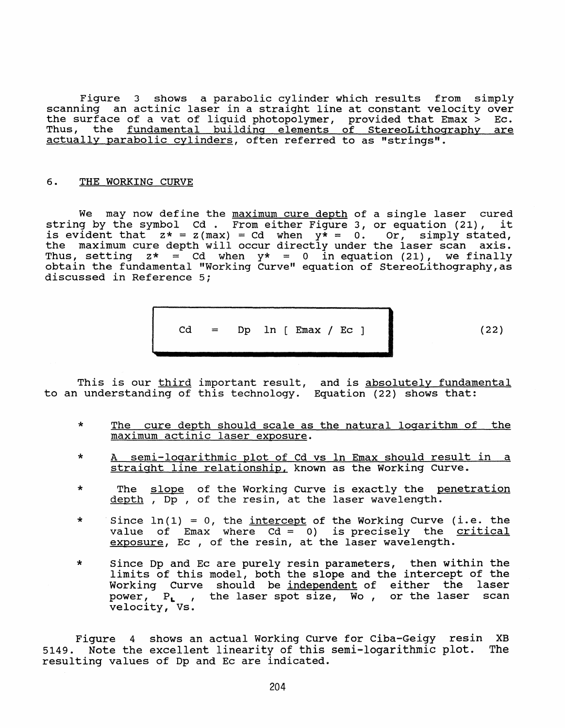Figure 3 shows a parabolic cylinder which results from simply scanning an actinic laser in a straight line at constant velocity over the surface of a vat of liquid photopolymer, provided that $E_{max} > E_c$. Thus, the <u>fundamental building elements of StereoLithography are actually parabolic cylinders</u>, often referred to as "strings".

## 6. <u>THE WORKING CURVE</u>

We may now define the <u>maximum cure depth</u> of a single laser cured string by the symbol $C_d$ . From either Figure 3, or equation (21), it is evident that $z^* = z(max) = C_d$ when $y^* = 0$. Or, simply stated, the maximum cure depth will occur directly under the laser scan axis. Thus, setting $z^* = C_d$ when $y^* = 0$ in equation (21), we finally obtain the fundamental "Working Curve" equation of StereoLithography, as discussed in Reference 5;

$$C_d = D_p \ln [ E_{max} / E_c ] \qquad (22)$$

This is our <u>third</u> important result, and is <u>absolutely fundamental</u> to an understanding of this technology. Equation (22) shows that:

* <u>The cure depth should scale as the natural logarithm of the maximum actinic laser exposure</u>.
* <u>A semi-logarithmic plot of $C_d$ vs $\ln E_{max}$ should result in a straight line relationship,</u> known as the Working Curve.
* The <u>slope</u> of the Working Curve is exactly the <u>penetration depth</u> , $D_p$ , of the resin, at the laser wavelength.
* Since $\ln(1) = 0$, the <u>intercept</u> of the Working Curve (i.e. the value of $E_{max}$ where $C_d = 0$) is precisely the <u>critical exposure</u>, $E_c$ , of the resin, at the laser wavelength.
* Since $D_p$ and $E_c$ are purely resin parameters, then within the limits of this model, both the slope and the intercept of the Working Curve should be <u>independent</u> of either the laser power, $P_L$ , the laser spot size, $W_o$ , or the laser scan velocity, $V_s$.

Figure 4 shows an actual Working Curve for Ciba-Geigy resin XB 5149. Note the excellent linearity of this semi-logarithmic plot. The resulting values of $D_p$ and $E_c$ are indicated.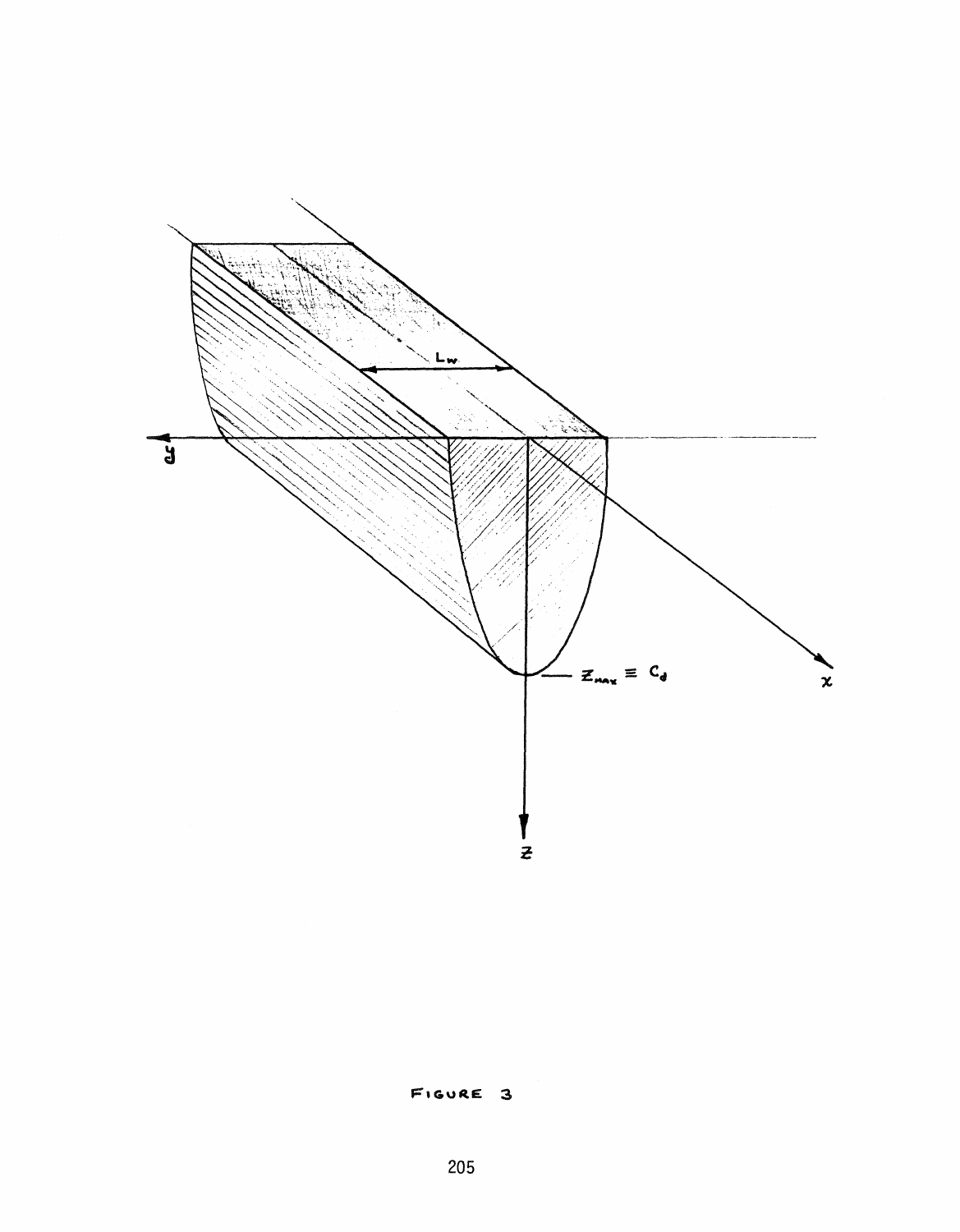FIGURE 3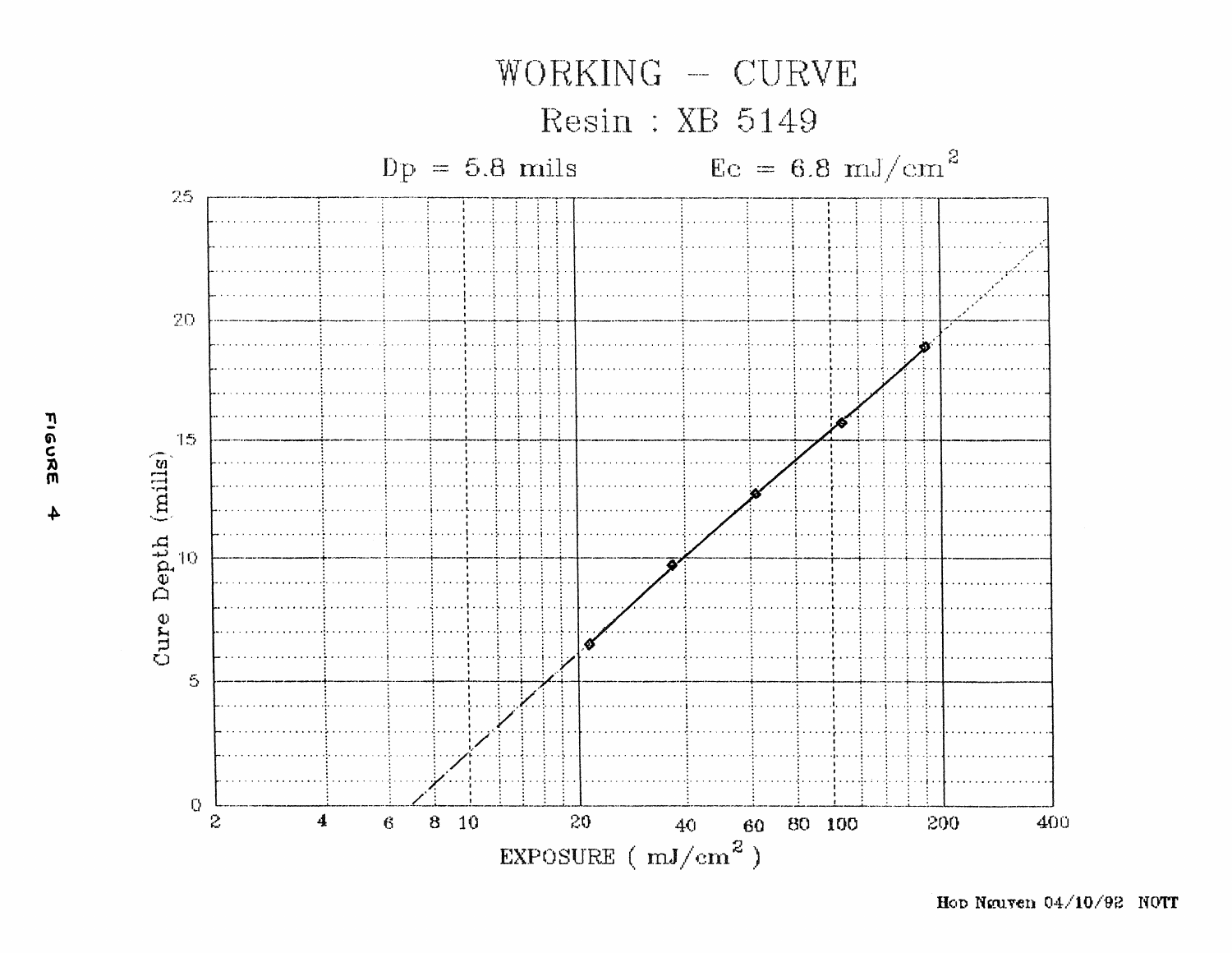# WORKING – CURVE

## Resin : XB 5149

Dp = 5.8 mils          Ec = 6.8 mJ/cm$^2$

Cure Depth (mills)

EXPOSURE ( mJ/cm$^2$ )

FIGURE 4

Hop Nguyen 04/10/92 NOTT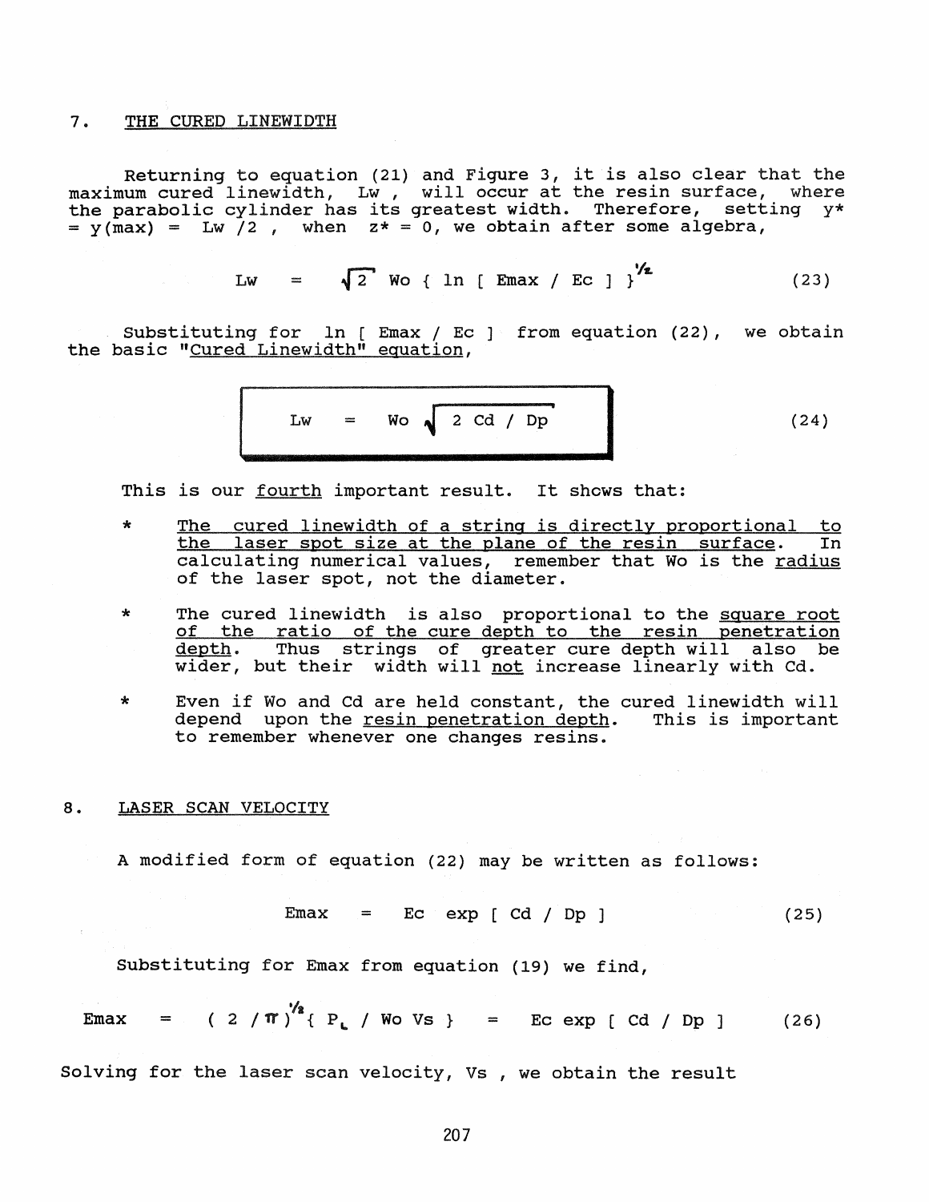## 7. THE CURED LINEWIDTH

Returning to equation (21) and Figure 3, it is also clear that the maximum cured linewidth, Lw , will occur at the resin surface, where the parabolic cylinder has its greatest width. Therefore, setting $y^* = y(max) = Lw / 2$ , when $z^* = 0$, we obtain after some algebra,

$$Lw = \sqrt{2}\ Wo \{ \ln [ Emax / Ec ] \}^{1/2} \tag{23}$$

Substituting for $\ln [ Emax / Ec ]$ from equation (22), we obtain the basic "Cured Linewidth" equation,

$$Lw = Wo \sqrt{2\ Cd / Dp} \tag{24}$$

This is our fourth important result. It shows that:

* The cured linewidth of a string is directly proportional to the laser spot size at the plane of the resin surface. In calculating numerical values, remember that Wo is the radius of the laser spot, not the diameter.

* The cured linewidth is also proportional to the square root of the ratio of the cure depth to the resin penetration depth. Thus strings of greater cure depth will also be wider, but their width will not increase linearly with Cd.

* Even if Wo and Cd are held constant, the cured linewidth will depend upon the resin penetration depth. This is important to remember whenever one changes resins.

## 8. LASER SCAN VELOCITY

A modified form of equation (22) may be written as follows:

$$Emax = Ec \exp [ Cd / Dp ] \tag{25}$$

Substituting for Emax from equation (19) we find,

$$Emax = ( 2 / \pi )^{1/2} \{ P_L / Wo\ Vs \} = Ec \exp [ Cd / Dp ] \tag{26}$$

Solving for the laser scan velocity, Vs , we obtain the result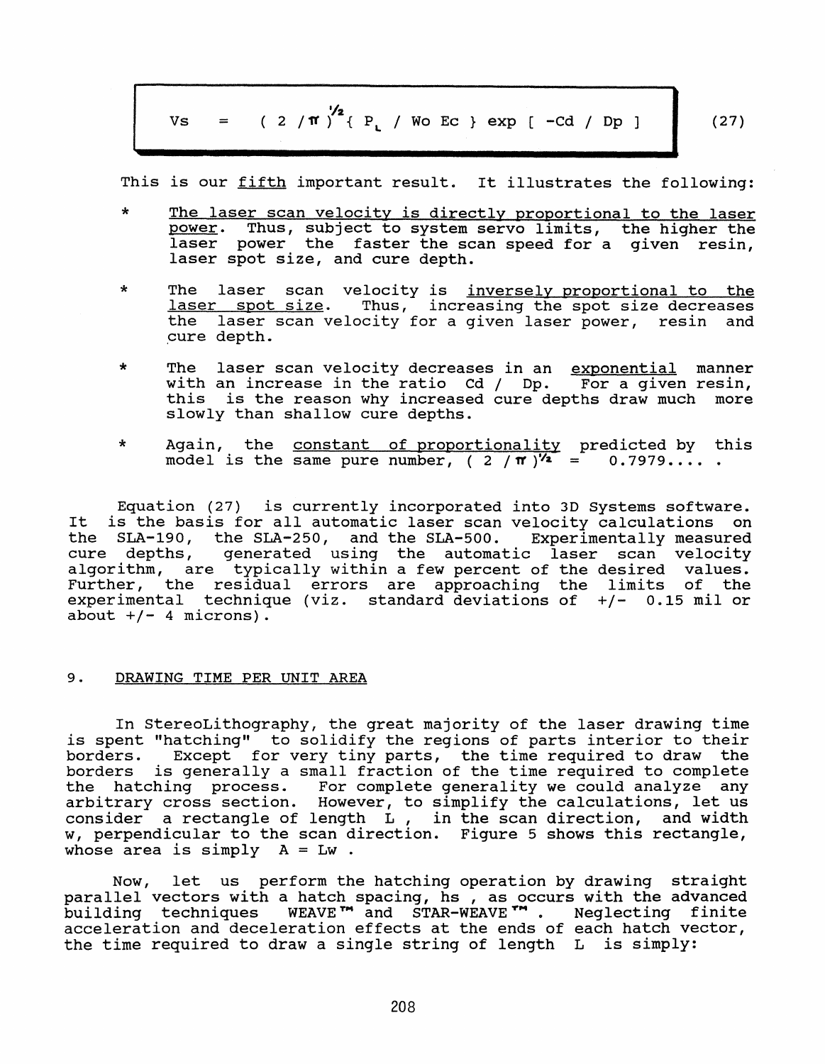$$V_s = (2/\pi)^{1/2} \{ P_L / W_o E_c \} \exp[-C_d / D_p] \tag{27}$$

This is our <u>fifth</u> important result. It illustrates the following:

* <u>The laser scan velocity is directly proportional to the laser power</u>. Thus, subject to system servo limits, the higher the laser power the faster the scan speed for a given resin, laser spot size, and cure depth.

* The laser scan velocity is <u>inversely proportional to the laser spot size</u>. Thus, increasing the spot size decreases the laser scan velocity for a given laser power, resin and cure depth.

* The laser scan velocity decreases in an <u>exponential</u> manner with an increase in the ratio $C_d / D_p$. For a given resin, this is the reason why increased cure depths draw much more slowly than shallow cure depths.

* Again, the <u>constant of proportionality</u> predicted by this model is the same pure number, $(2/\pi)^{1/2} = 0.7979....$ .

Equation (27) is currently incorporated into 3D Systems software. It is the basis for all automatic laser scan velocity calculations on the SLA-190, the SLA-250, and the SLA-500. Experimentally measured cure depths, generated using the automatic laser scan velocity algorithm, are typically within a few percent of the desired values. Further, the residual errors are approaching the limits of the experimental technique (viz. standard deviations of +/- 0.15 mil or about +/- 4 microns).

## 9. <u>DRAWING TIME PER UNIT AREA</u>

In StereoLithography, the great majority of the laser drawing time is spent "hatching" to solidify the regions of parts interior to their borders. Except for very tiny parts, the time required to draw the borders is generally a small fraction of the time required to complete the hatching process. For complete generality we could analyze any arbitrary cross section. However, to simplify the calculations, let us consider a rectangle of length $L$, in the scan direction, and width $w$, perpendicular to the scan direction. Figure 5 shows this rectangle, whose area is simply $A = Lw$.

Now, let us perform the hatching operation by drawing straight parallel vectors with a hatch spacing, $h_s$, as occurs with the advanced building techniques WEAVE™ and STAR-WEAVE™. Neglecting finite acceleration and deceleration effects at the ends of each hatch vector, the time required to draw a single string of length $L$ is simply: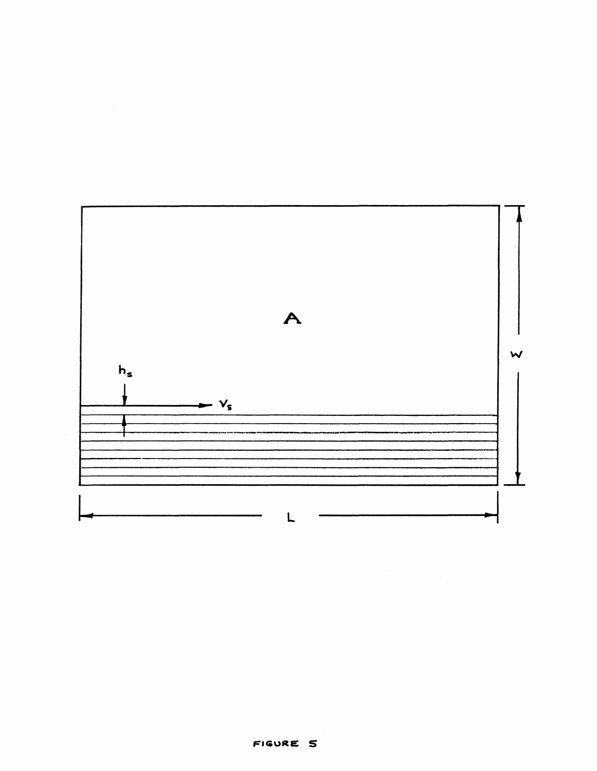FIGURE 5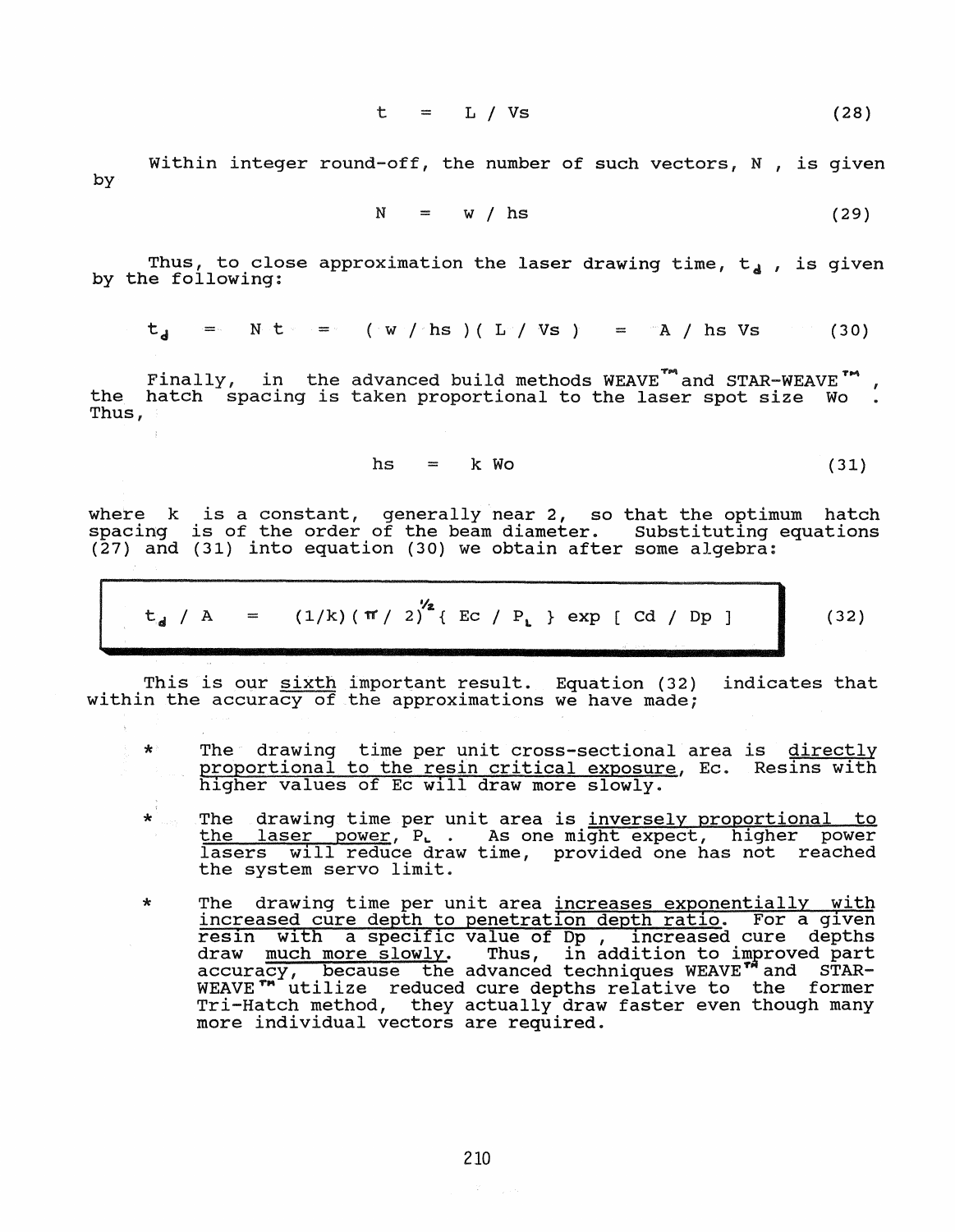$$t = L / Vs \tag{28}$$

Within integer round-off, the number of such vectors, N , is given by

$$N = w / hs \tag{29}$$

Thus, to close approximation the laser drawing time, $t_d$ , is given by the following:

$$t_d = N\,t = (w / hs)(L / Vs) = A / hs\,Vs \tag{30}$$

Finally, in the advanced build methods WEAVE™ and STAR-WEAVE™ , the hatch spacing is taken proportional to the laser spot size Wo . Thus,

$$hs = k\,Wo \tag{31}$$

where k is a constant, generally near 2, so that the optimum hatch spacing is of the order of the beam diameter. Substituting equations (27) and (31) into equation (30) we obtain after some algebra:

$$t_d / A = (1/k)(\pi / 2)^{1/2} \{ Ec / P_L \} \exp [ Cd / Dp ] \tag{32}$$

This is our sixth important result. Equation (32) indicates that within the accuracy of the approximations we have made;

* The drawing time per unit cross-sectional area is directly proportional to the resin critical exposure, Ec. Resins with higher values of Ec will draw more slowly.

* The drawing time per unit area is inversely proportional to the laser power, $P_L$ . As one might expect, higher power lasers will reduce draw time, provided one has not reached the system servo limit.

* The drawing time per unit area increases exponentially with increased cure depth to penetration depth ratio. For a given resin with a specific value of Dp , increased cure depths draw much more slowly. Thus, in addition to improved part accuracy, because the advanced techniques WEAVE™ and STAR-WEAVE™ utilize reduced cure depths relative to the former Tri-Hatch method, they actually draw faster even though many more individual vectors are required.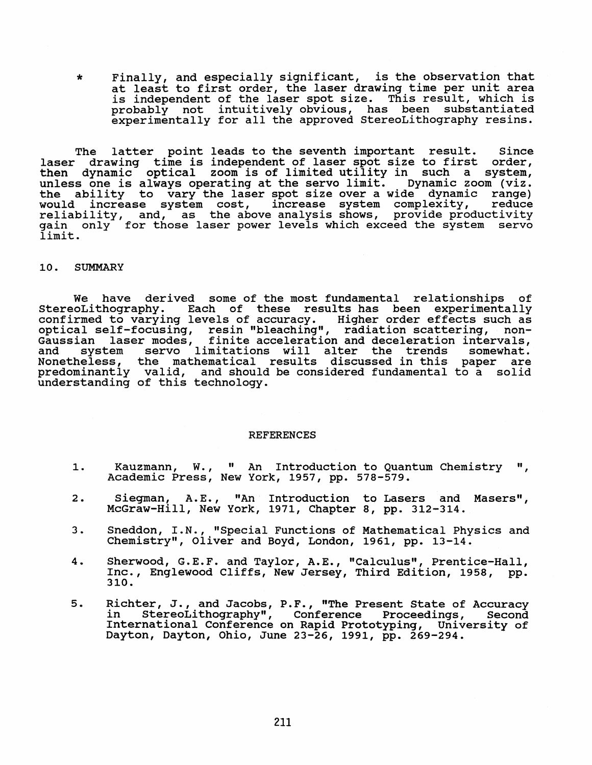* Finally, and especially significant, is the observation that at least to first order, the laser drawing time per unit area is independent of the laser spot size. This result, which is probably not intuitively obvious, has been substantiated experimentally for all the approved StereoLithography resins.

The latter point leads to the seventh important result. Since laser drawing time is independent of laser spot size to first order, then dynamic optical zoom is of limited utility in such a system, unless one is always operating at the servo limit. Dynamic zoom (viz. the ability to vary the laser spot size over a wide dynamic range) would increase system cost, increase system complexity, reduce reliability, and, as the above analysis shows, provide productivity gain only for those laser power levels which exceed the system servo limit.

## 10. SUMMARY

We have derived some of the most fundamental relationships of StereoLithography. Each of these results has been experimentally confirmed to varying levels of accuracy. Higher order effects such as optical self-focusing, resin "bleaching", radiation scattering, non-Gaussian laser modes, finite acceleration and deceleration intervals, and system servo limitations will alter the trends somewhat. Nonetheless, the mathematical results discussed in this paper are predominantly valid, and should be considered fundamental to a solid understanding of this technology.

## REFERENCES

1. Kauzmann, W., " An Introduction to Quantum Chemistry ", Academic Press, New York, 1957, pp. 578-579.
2. Siegman, A.E., "An Introduction to Lasers and Masers", McGraw-Hill, New York, 1971, Chapter 8, pp. 312-314.
3. Sneddon, I.N., "Special Functions of Mathematical Physics and Chemistry", Oliver and Boyd, London, 1961, pp. 13-14.
4. Sherwood, G.E.F. and Taylor, A.E., "Calculus", Prentice-Hall, Inc., Englewood Cliffs, New Jersey, Third Edition, 1958, pp. 310.
5. Richter, J., and Jacobs, P.F., "The Present State of Accuracy in StereoLithography", Conference Proceedings, Second International Conference on Rapid Prototyping, University of Dayton, Dayton, Ohio, June 23-26, 1991, pp. 269-294.